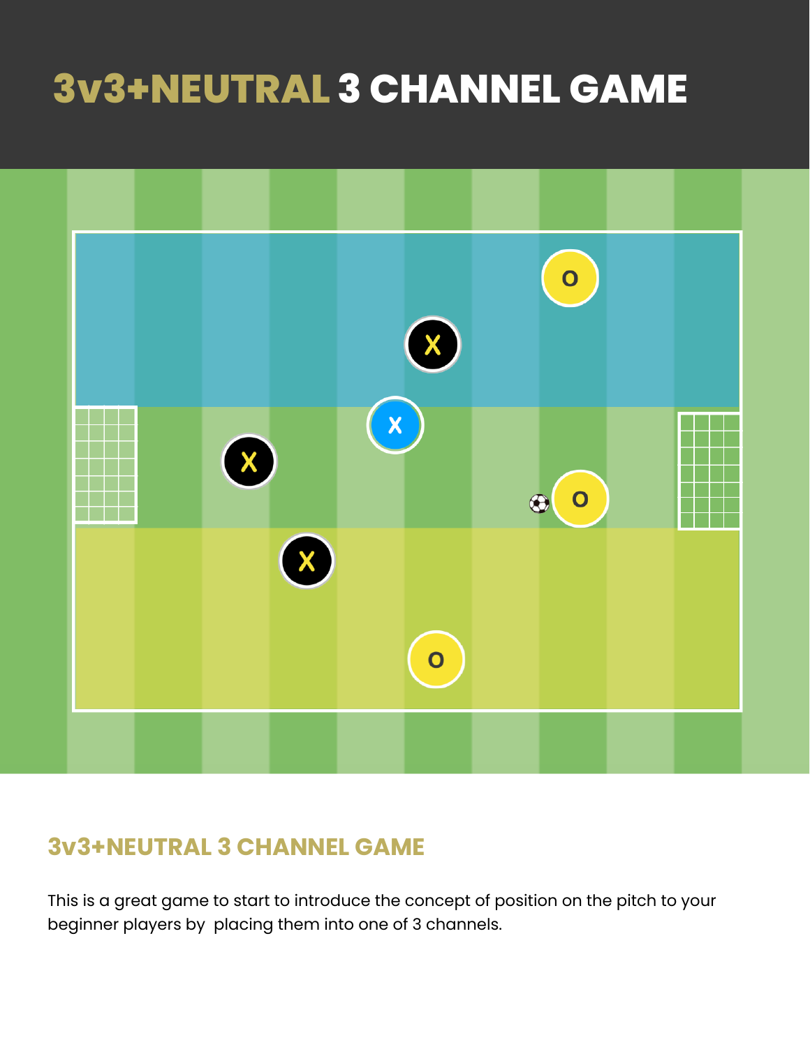# 3v3+NEUTRAL 3 CHANNEL GAME

## 3v3+NEUTRAL 3 CHANNEL GAME

This is a great game to start to introduce the concept of position on the pitch to your beginner players by  placing them into one of 3 channels.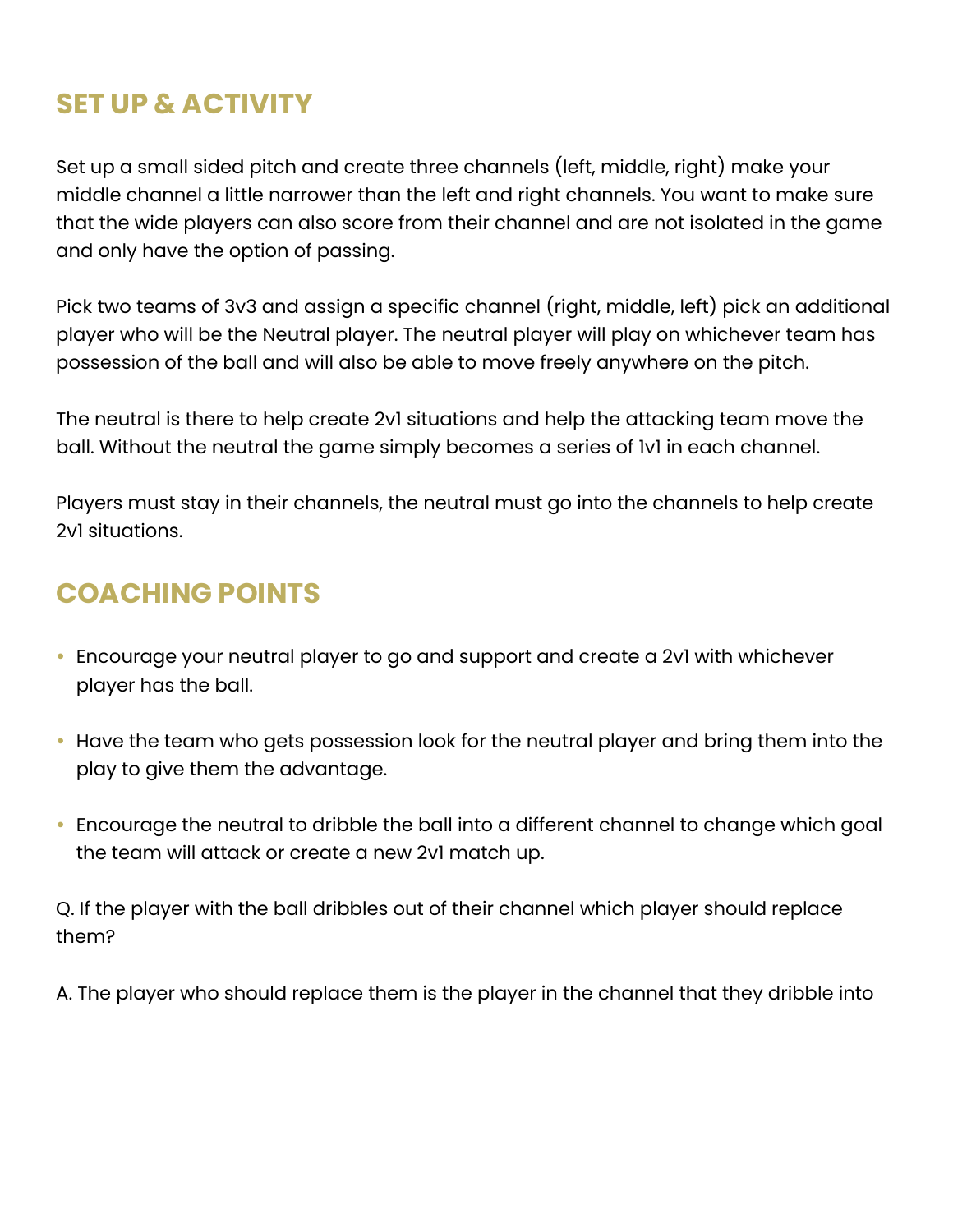## SET UP & ACTIVITY

Set up a small sided pitch and create three channels (left, middle, right) make your middle channel a little narrower than the left and right channels. You want to make sure that the wide players can also score from their channel and are not isolated in the game and only have the option of passing.

Pick two teams of 3v3 and assign a specific channel (right, middle, left) pick an additional player who will be the Neutral player. The neutral player will play on whichever team has possession of the ball and will also be able to move freely anywhere on the pitch.

The neutral is there to help create 2v1 situations and help the attacking team move the ball. Without the neutral the game simply becomes a series of 1v1 in each channel.

Players must stay in their channels, the neutral must go into the channels to help create 2v1 situations.

## COACHING POINTS

- Encourage your neutral player to go and support and create a 2v1 with whichever player has the ball.
- Have the team who gets possession look for the neutral player and bring them into the play to give them the advantage.
- Encourage the neutral to dribble the ball into a different channel to change which goal the team will attack or create a new 2v1 match up.

Q. If the player with the ball dribbles out of their channel which player should replace them?

A. The player who should replace them is the player in the channel that they dribble into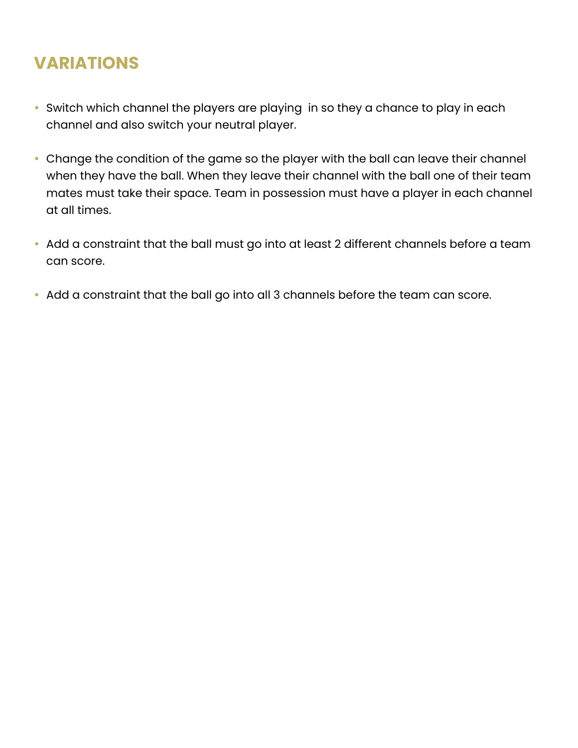## VARIATIONS

- Switch which channel the players are playing in so they a chance to play in each channel and also switch your neutral player.
- Change the condition of the game so the player with the ball can leave their channel when they have the ball. When they leave their channel with the ball one of their team mates must take their space. Team in possession must have a player in each channel at all times.
- Add a constraint that the ball must go into at least 2 different channels before a team can score.
- Add a constraint that the ball go into all 3 channels before the team can score.